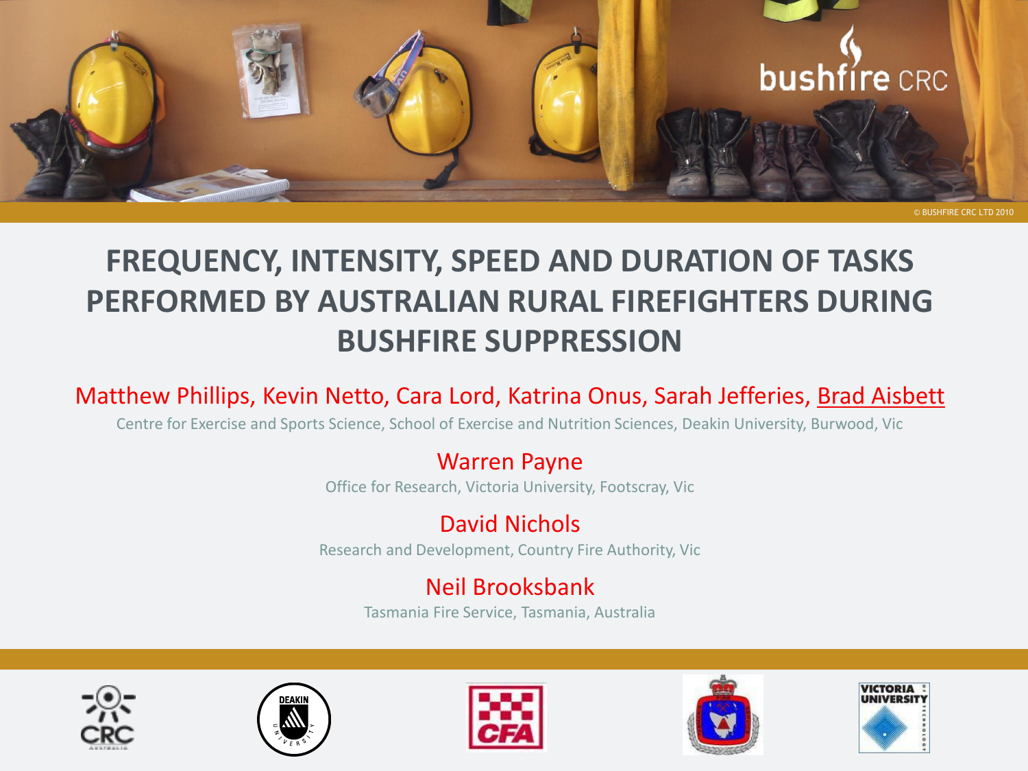bushfire CRC

© BUSHFIRE CRC LTD 2010

# FREQUENCY, INTENSITY, SPEED AND DURATION OF TASKS PERFORMED BY AUSTRALIAN RURAL FIREFIGHTERS DURING BUSHFIRE SUPPRESSION

Matthew Phillips, Kevin Netto, Cara Lord, Katrina Onus, Sarah Jefferies, Brad Aisbett

Centre for Exercise and Sports Science, School of Exercise and Nutrition Sciences, Deakin University, Burwood, Vic

Warren Payne

Office for Research, Victoria University, Footscray, Vic

David Nichols

Research and Development, Country Fire Authority, Vic

Neil Brooksbank

Tasmania Fire Service, Tasmania, Australia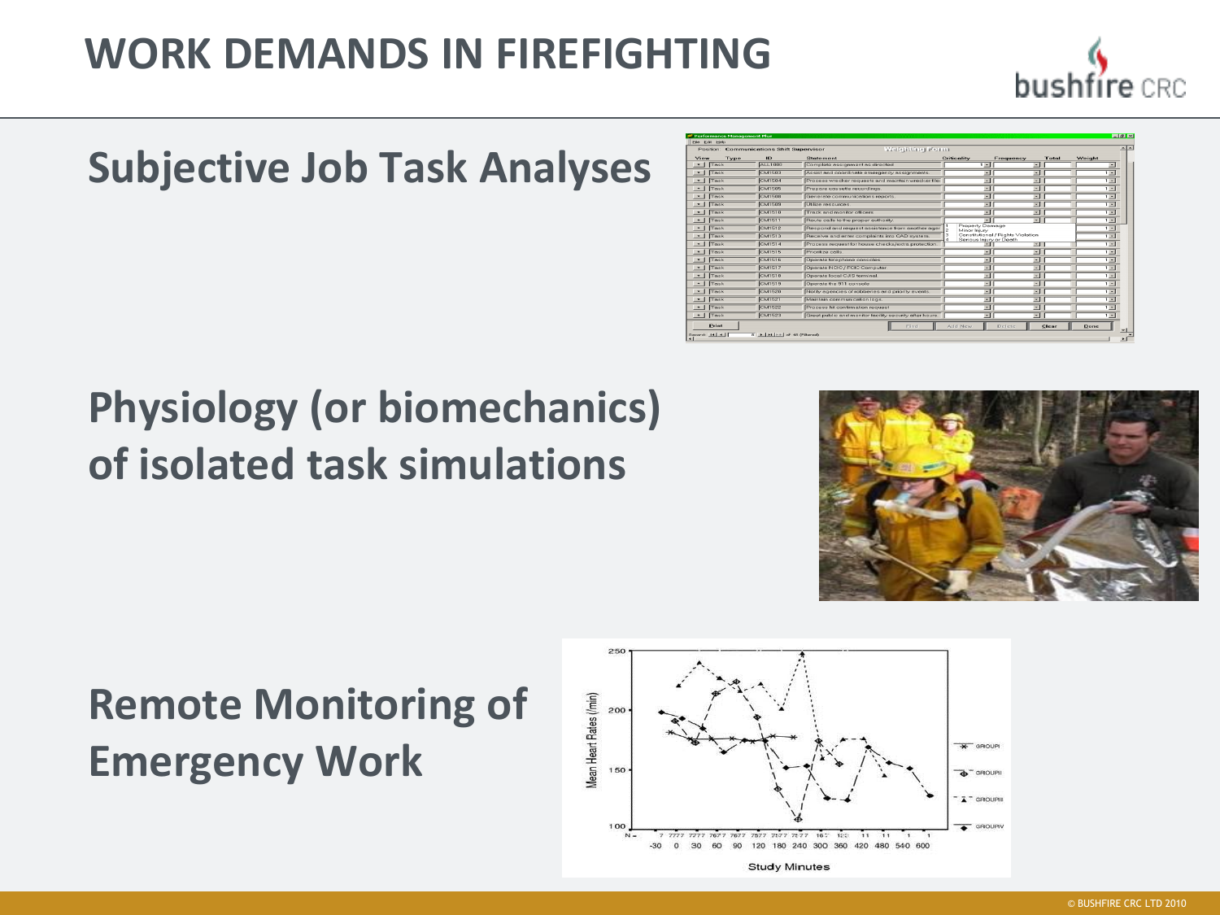# WORK DEMANDS IN FIREFIGHTING

## Subjective Job Task Analyses

## Physiology (or biomechanics) of isolated task simulations

## Remote Monitoring of Emergency Work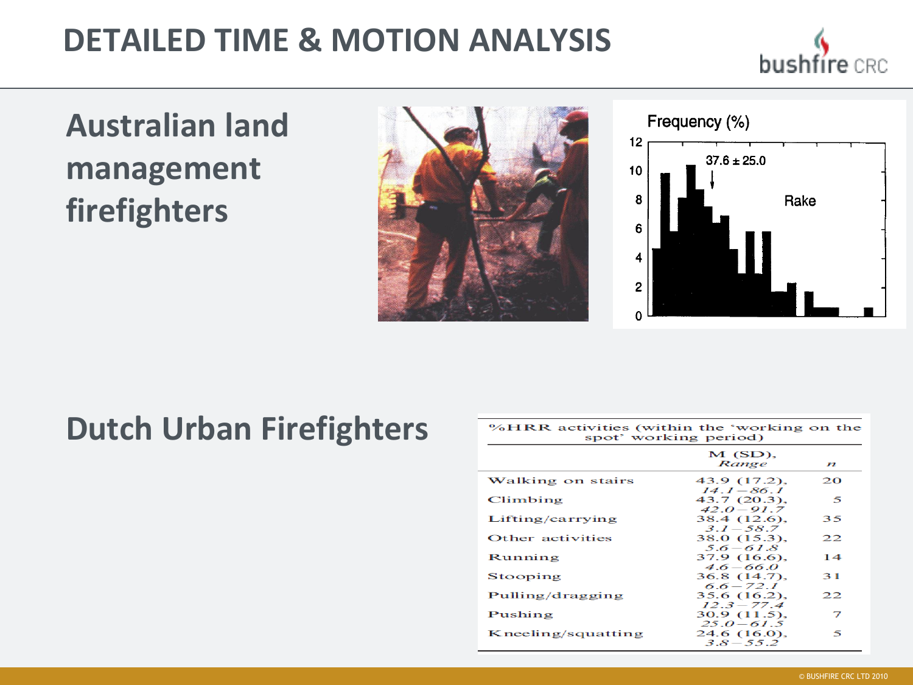# DETAILED TIME & MOTION ANALYSIS

## Australian land management firefighters

Frequency (%)

37.6 ± 25.0

Rake

## Dutch Urban Firefighters

%HRR activities (within the 'working on the spot' working period)

| | M (SD), *Range* | *n* |
|---|---|---|
| Walking on stairs | 43.9 (17.2), *14.1 – 86.1* | 20 |
| Climbing | 43.7 (20.3), *42.0 – 91.7* | 5 |
| Lifting/carrying | 38.4 (12.6), *3.1 – 58.7* | 35 |
| Other activities | 38.0 (15.3), *5.6 – 61.8* | 22 |
| Running | 37.9 (16.6), *4.6 – 66.0* | 14 |
| Stooping | 36.8 (14.7), *6.6 – 72.1* | 31 |
| Pulling/dragging | 35.6 (16.2), *12.3 – 77.4* | 22 |
| Pushing | 30.9 (11.5), *25.0 – 61.5* | 7 |
| Kneeling/squatting | 24.6 (16.0), *3.8 – 55.2* | 5 |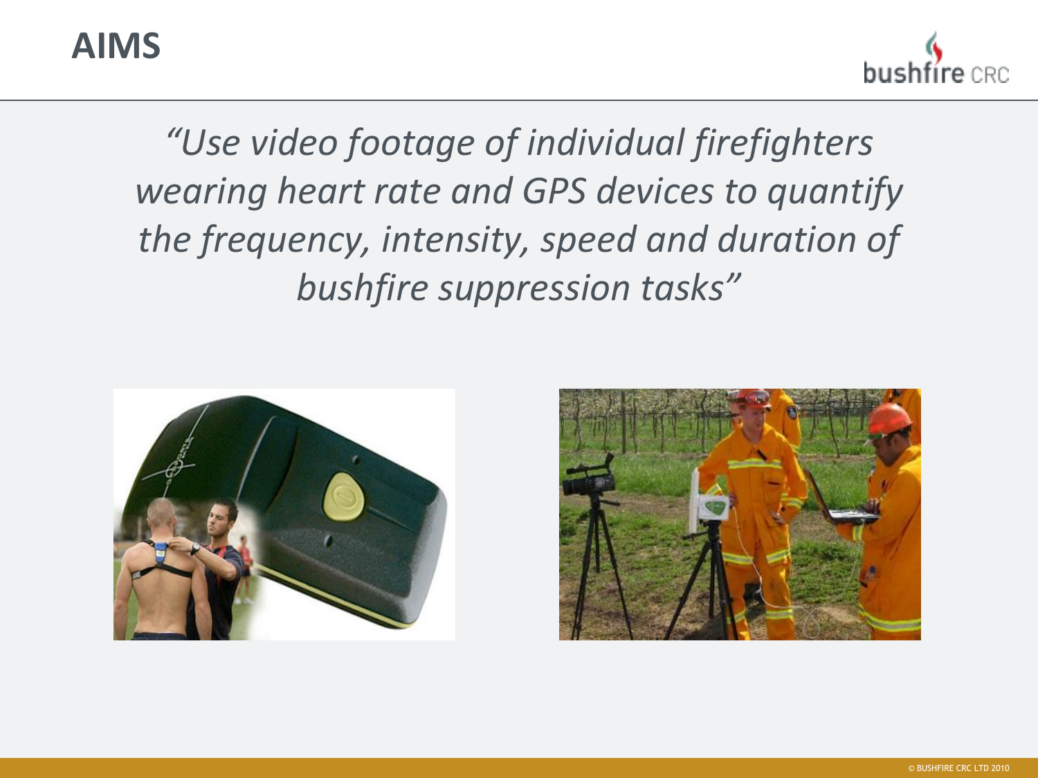# AIMS

*"Use video footage of individual firefighters wearing heart rate and GPS devices to quantify the frequency, intensity, speed and duration of bushfire suppression tasks"*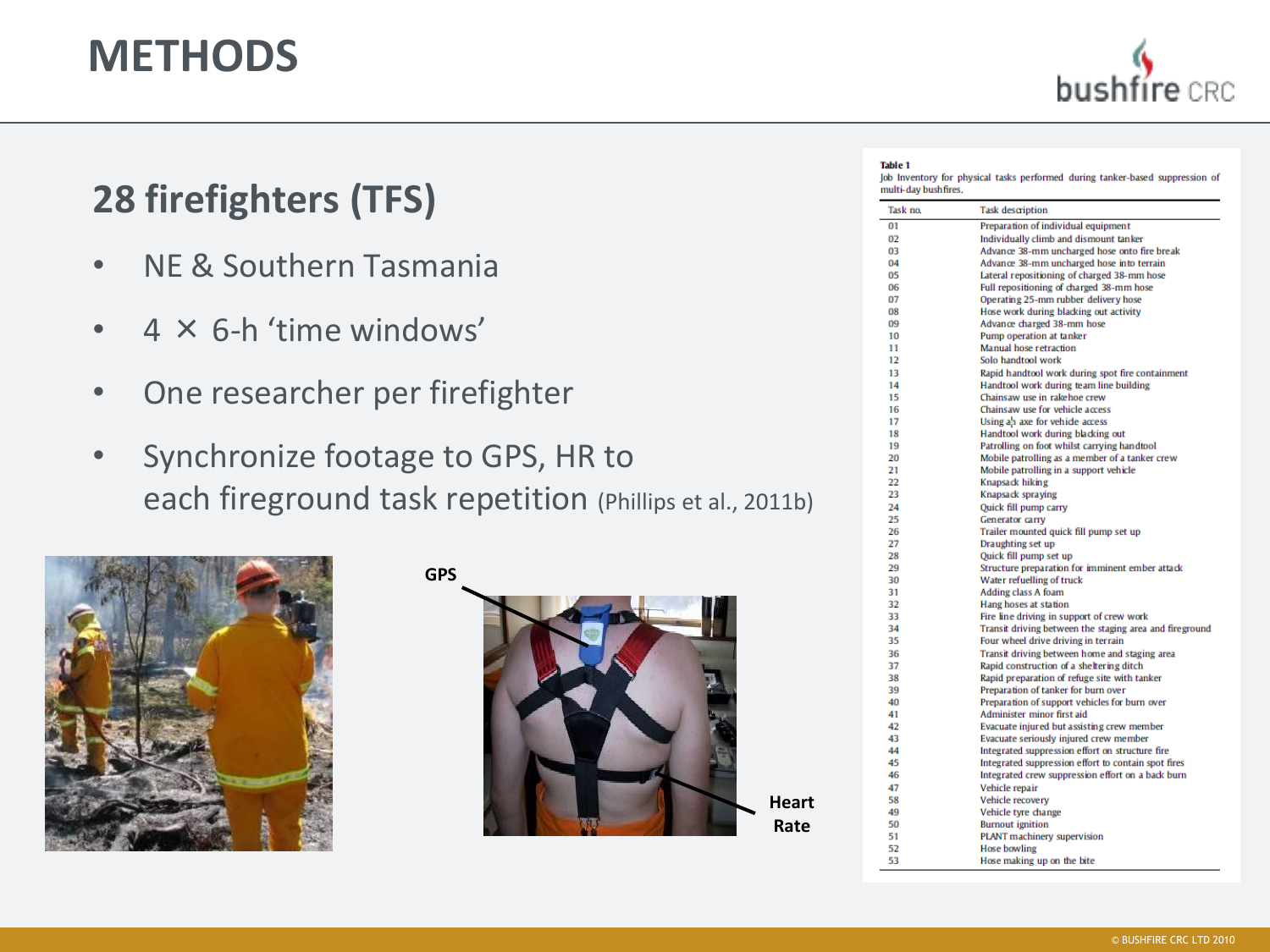# METHODS

## 28 firefighters (TFS)

- NE & Southern Tasmania
- 4 × 6-h 'time windows'
- One researcher per firefighter
- Synchronize footage to GPS, HR to each fireground task repetition (Phillips et al., 2011b)

GPS

Heart Rate

**Table 1**
Job Inventory for physical tasks performed during tanker-based suppression of multi-day bushfires.

| Task no. | Task description |
|---|---|
| 01 | Preparation of individual equipment |
| 02 | Individually climb and dismount tanker |
| 03 | Advance 38-mm uncharged hose onto fire break |
| 04 | Advance 38-mm uncharged hose into terrain |
| 05 | Lateral repositioning of charged 38-mm hose |
| 06 | Full repositioning of charged 38-mm hose |
| 07 | Operating 25-mm rubber delivery hose |
| 08 | Hose work during blacking out activity |
| 09 | Advance charged 38-mm hose |
| 10 | Pump operation at tanker |
| 11 | Manual hose retraction |
| 12 | Solo handtool work |
| 13 | Rapid handtool work during spot fire containment |
| 14 | Handtool work during team line building |
| 15 | Chainsaw use in rakehoe crew |
| 16 | Chainsaw use for vehicle access |
| 17 | Using an axe for vehicle access |
| 18 | Handtool work during blacking out |
| 19 | Patrolling on foot whilst carrying handtool |
| 20 | Mobile patrolling as a member of a tanker crew |
| 21 | Mobile patrolling in a support vehicle |
| 22 | Knapsack hiking |
| 23 | Knapsack spraying |
| 24 | Quick fill pump carry |
| 25 | Generator carry |
| 26 | Trailer mounted quick fill pump set up |
| 27 | Draughting set up |
| 28 | Quick fill pump set up |
| 29 | Structure preparation for imminent ember attack |
| 30 | Water refuelling of truck |
| 31 | Adding class A foam |
| 32 | Hang hoses at station |
| 33 | Fire line driving in support of crew work |
| 34 | Transit driving between the staging area and fireground |
| 35 | Four wheel drive driving in terrain |
| 36 | Transit driving between home and staging area |
| 37 | Rapid construction of a sheltering ditch |
| 38 | Rapid preparation of refuge site with tanker |
| 39 | Preparation of tanker for burn over |
| 40 | Preparation of support vehicles for burn over |
| 41 | Administer minor first aid |
| 42 | Evacuate injured but assisting crew member |
| 43 | Evacuate seriously injured crew member |
| 44 | Integrated suppression effort on structure fire |
| 45 | Integrated suppression effort to contain spot fires |
| 46 | Integrated crew suppression effort on a back burn |
| 47 | Vehicle repair |
| 58 | Vehicle recovery |
| 49 | Vehicle tyre change |
| 50 | Burnout ignition |
| 51 | PLANT machinery supervision |
| 52 | Hose bowling |
| 53 | Hose making up on the bite |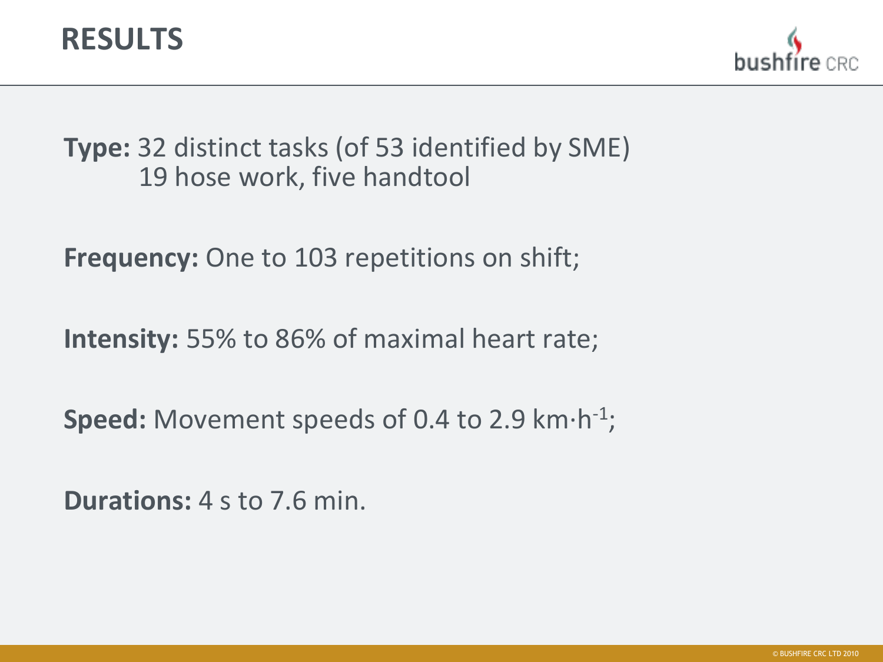# RESULTS

**Type:** 32 distinct tasks (of 53 identified by SME)
19 hose work, five handtool

**Frequency:** One to 103 repetitions on shift;

**Intensity:** 55% to 86% of maximal heart rate;

**Speed:** Movement speeds of 0.4 to 2.9 $km \cdot h^{-1}$;

**Durations:** 4 s to 7.6 min.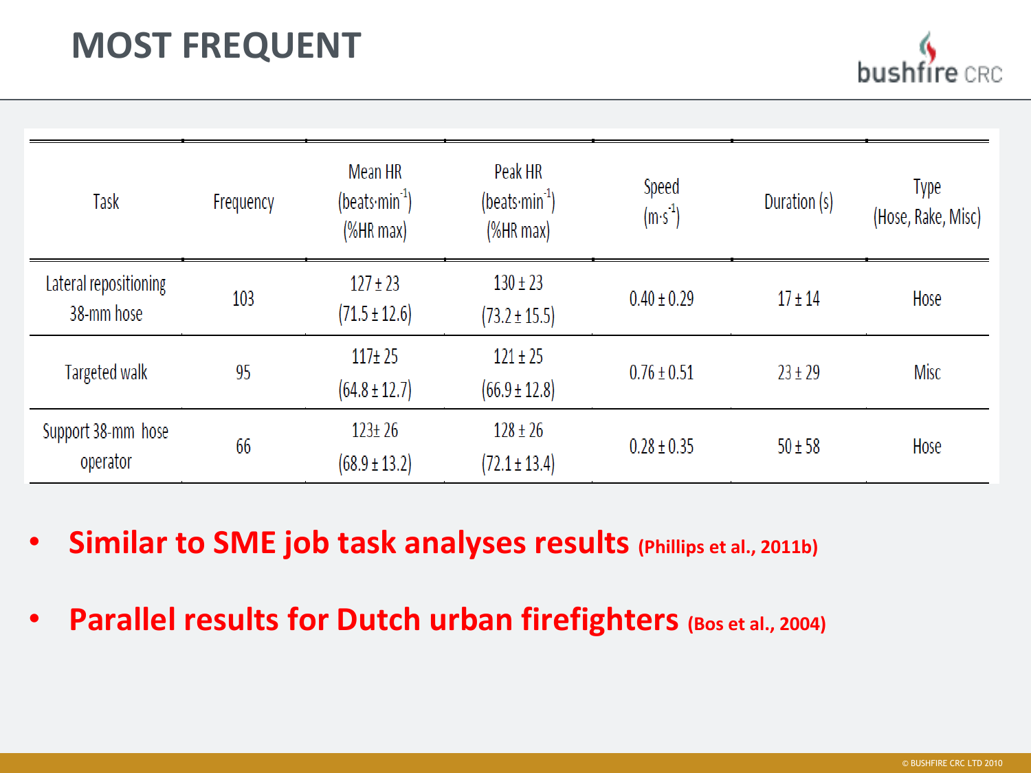# MOST FREQUENT

| Task | Frequency | Mean HR (beats·min$^{-1}$) (%HR max) | Peak HR (beats·min$^{-1}$) (%HR max) | Speed (m·s$^{-1}$) | Duration (s) | Type (Hose, Rake, Misc) |
|---|---|---|---|---|---|---|
| Lateral repositioning 38-mm hose | 103 | 127 ± 23 (71.5 ± 12.6) | 130 ± 23 (73.2 ± 15.5) | 0.40 ± 0.29 | 17 ± 14 | Hose |
| Targeted walk | 95 | 117± 25 (64.8 ± 12.7) | 121 ± 25 (66.9 ± 12.8) | 0.76 ± 0.51 | 23 ± 29 | Misc |
| Support 38-mm hose operator | 66 | 123± 26 (68.9 ± 13.2) | 128 ± 26 (72.1 ± 13.4) | 0.28 ± 0.35 | 50 ± 58 | Hose |

- **Similar to SME job task analyses results (Phillips et al., 2011b)**
- **Parallel results for Dutch urban firefighters (Bos et al., 2004)**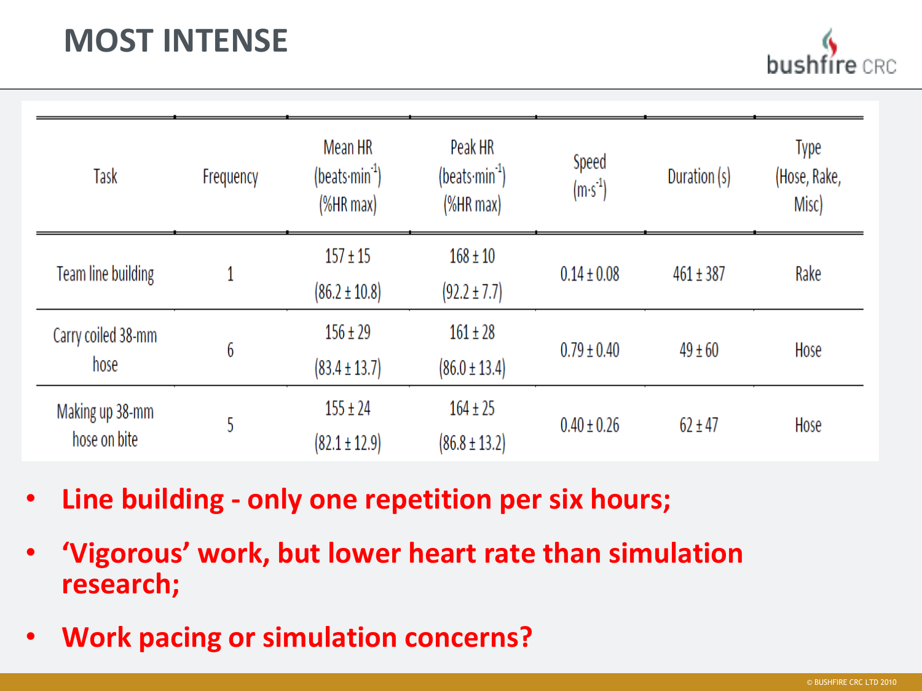# MOST INTENSE

| Task | Frequency | Mean HR (beats·min$^{-1}$) (%HR max) | Peak HR (beats·min$^{-1}$) (%HR max) | Speed (m·s$^{-1}$) | Duration (s) | Type (Hose, Rake, Misc) |
|---|---|---|---|---|---|---|
| Team line building | 1 | 157 ± 15 (86.2 ± 10.8) | 168 ± 10 (92.2 ± 7.7) | 0.14 ± 0.08 | 461 ± 387 | Rake |
| Carry coiled 38-mm hose | 6 | 156 ± 29 (83.4 ± 13.7) | 161 ± 28 (86.0 ± 13.4) | 0.79 ± 0.40 | 49 ± 60 | Hose |
| Making up 38-mm hose on bite | 5 | 155 ± 24 (82.1 ± 12.9) | 164 ± 25 (86.8 ± 13.2) | 0.40 ± 0.26 | 62 ± 47 | Hose |

- **Line building - only one repetition per six hours;**
- **'Vigorous' work, but lower heart rate than simulation research;**
- **Work pacing or simulation concerns?**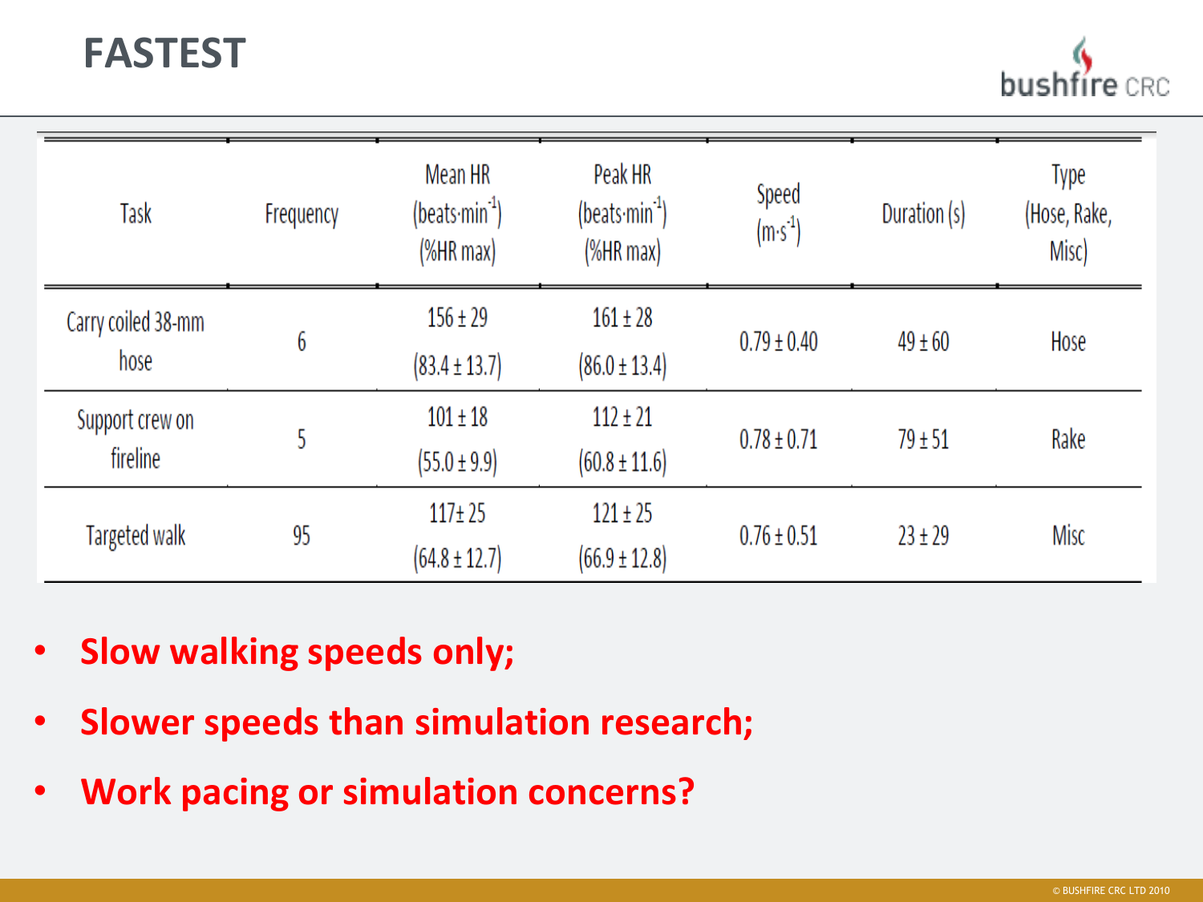# FASTEST

| Task | Frequency | Mean HR (beats·min$^{-1}$) (%HR max) | Peak HR (beats·min$^{-1}$) (%HR max) | Speed (m·s$^{-1}$) | Duration (s) | Type (Hose, Rake, Misc) |
|---|---|---|---|---|---|---|
| Carry coiled 38-mm hose | 6 | 156 ± 29 (83.4 ± 13.7) | 161 ± 28 (86.0 ± 13.4) | 0.79 ± 0.40 | 49 ± 60 | Hose |
| Support crew on fireline | 5 | 101 ± 18 (55.0 ± 9.9) | 112 ± 21 (60.8 ± 11.6) | 0.78 ± 0.71 | 79 ± 51 | Rake |
| Targeted walk | 95 | 117± 25 (64.8 ± 12.7) | 121 ± 25 (66.9 ± 12.8) | 0.76 ± 0.51 | 23 ± 29 | Misc |

- **Slow walking speeds only;**
- **Slower speeds than simulation research;**
- **Work pacing or simulation concerns?**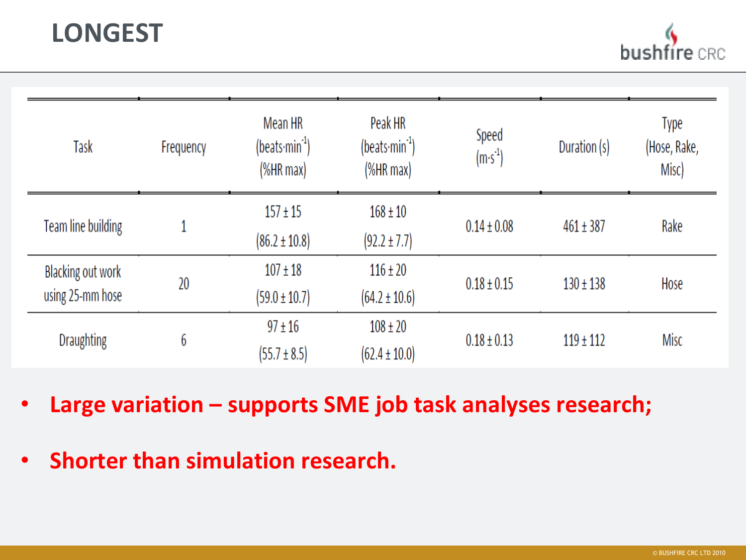# LONGEST

| Task | Frequency | Mean HR (beats·min$^{-1}$) (%HR max) | Peak HR (beats·min$^{-1}$) (%HR max) | Speed (m·s$^{-1}$) | Duration (s) | Type (Hose, Rake, Misc) |
|---|---|---|---|---|---|---|
| Team line building | 1 | 157 ± 15 (86.2 ± 10.8) | 168 ± 10 (92.2 ± 7.7) | 0.14 ± 0.08 | 461 ± 387 | Rake |
| Blacking out work using 25-mm hose | 20 | 107 ± 18 (59.0 ± 10.7) | 116 ± 20 (64.2 ± 10.6) | 0.18 ± 0.15 | 130 ± 138 | Hose |
| Draughting | 6 | 97 ± 16 (55.7 ± 8.5) | 108 ± 20 (62.4 ± 10.0) | 0.18 ± 0.13 | 119 ± 112 | Misc |

- **Large variation – supports SME job task analyses research;**
- **Shorter than simulation research.**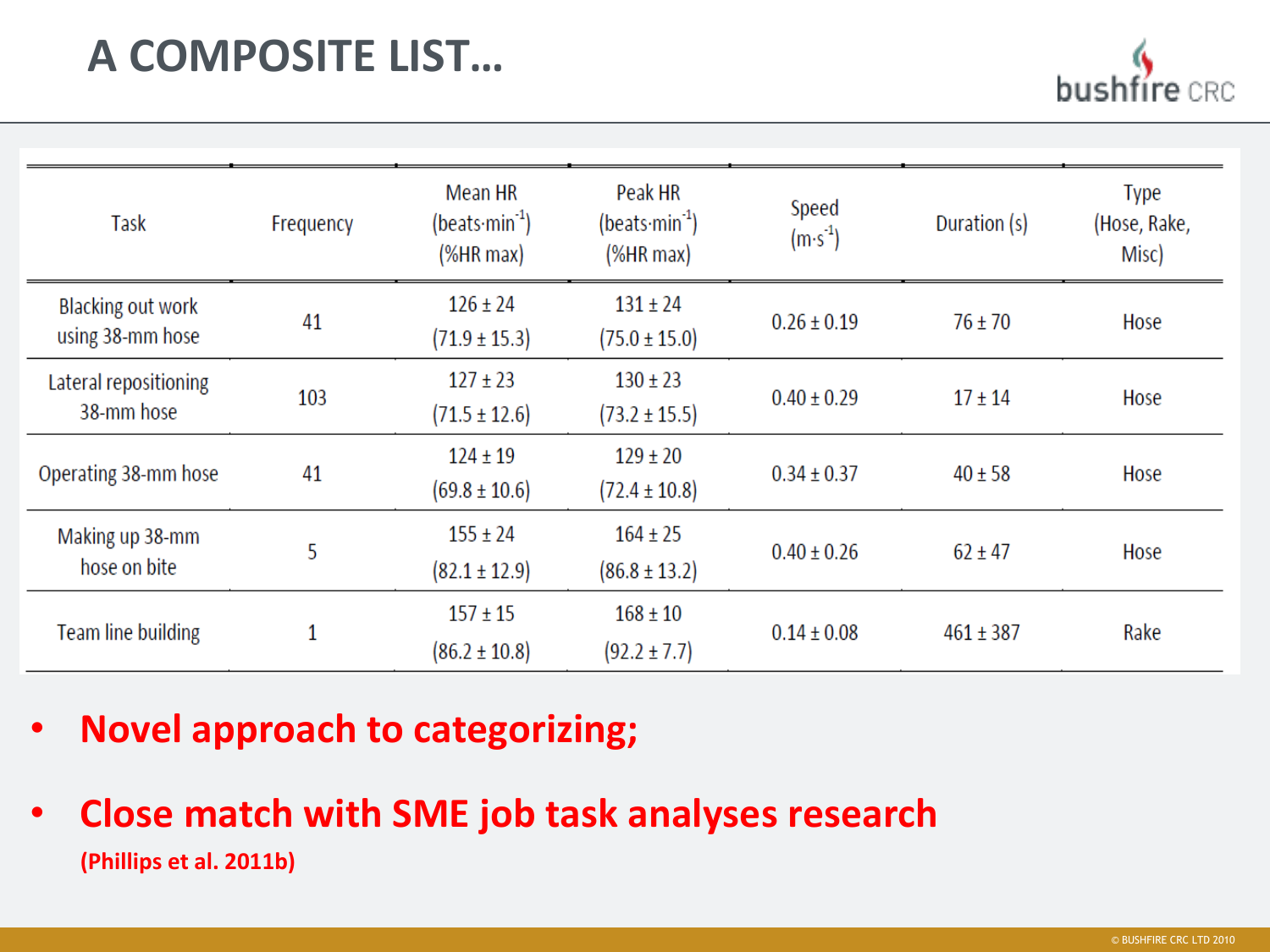# A COMPOSITE LIST…

| Task | Frequency | Mean HR (beats·min$^{-1}$) (%HR max) | Peak HR (beats·min$^{-1}$) (%HR max) | Speed (m·s$^{-1}$) | Duration (s) | Type (Hose, Rake, Misc) |
|---|---|---|---|---|---|---|
| Blacking out work using 38-mm hose | 41 | 126 ± 24 (71.9 ± 15.3) | 131 ± 24 (75.0 ± 15.0) | 0.26 ± 0.19 | 76 ± 70 | Hose |
| Lateral repositioning 38-mm hose | 103 | 127 ± 23 (71.5 ± 12.6) | 130 ± 23 (73.2 ± 15.5) | 0.40 ± 0.29 | 17 ± 14 | Hose |
| Operating 38-mm hose | 41 | 124 ± 19 (69.8 ± 10.6) | 129 ± 20 (72.4 ± 10.8) | 0.34 ± 0.37 | 40 ± 58 | Hose |
| Making up 38-mm hose on bite | 5 | 155 ± 24 (82.1 ± 12.9) | 164 ± 25 (86.8 ± 13.2) | 0.40 ± 0.26 | 62 ± 47 | Hose |
| Team line building | 1 | 157 ± 15 (86.2 ± 10.8) | 168 ± 10 (92.2 ± 7.7) | 0.14 ± 0.08 | 461 ± 387 | Rake |

- **Novel approach to categorizing;**
- **Close match with SME job task analyses research**
  **(Phillips et al. 2011b)**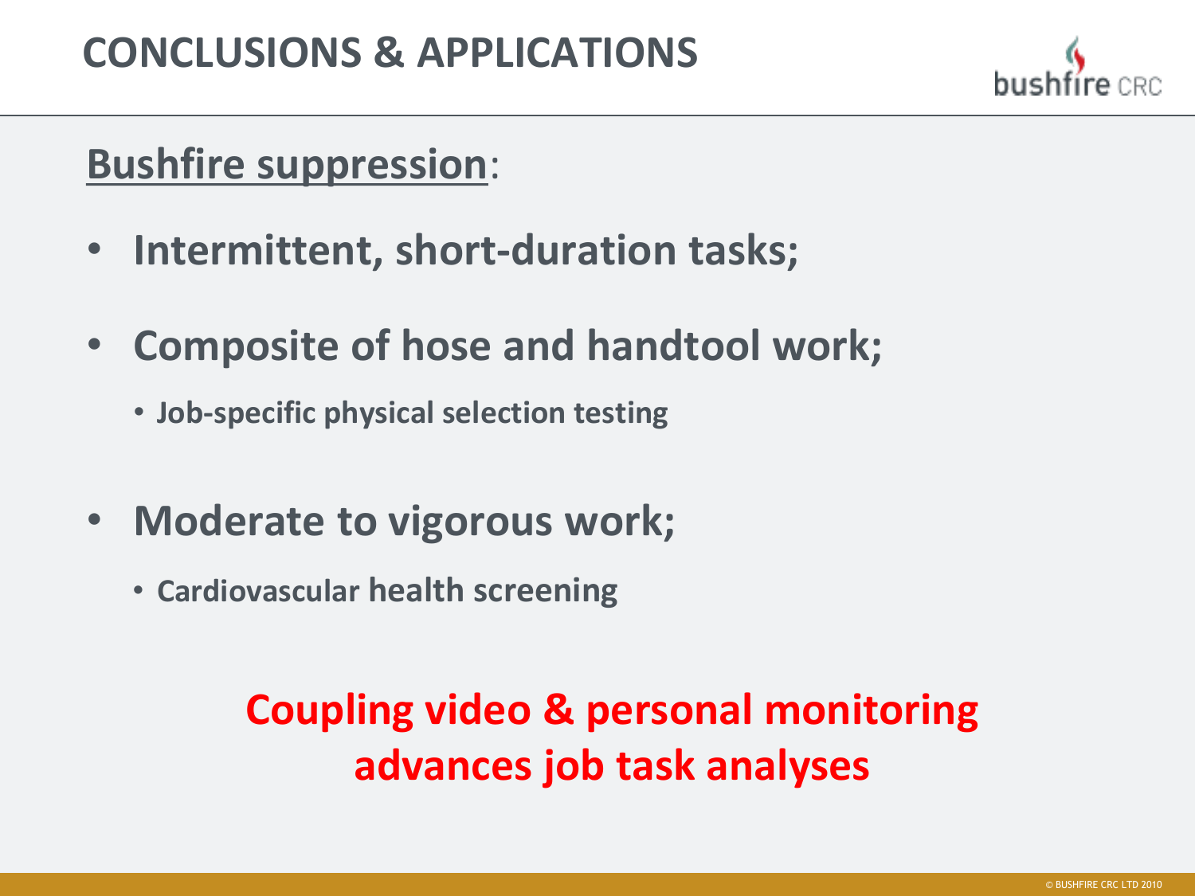# CONCLUSIONS & APPLICATIONS

**Bushfire suppression**:

- **Intermittent, short-duration tasks;**
- **Composite of hose and handtool work;**
  - **Job-specific physical selection testing**
- **Moderate to vigorous work;**
  - **Cardiovascular health screening**

**Coupling video & personal monitoring advances job task analyses**